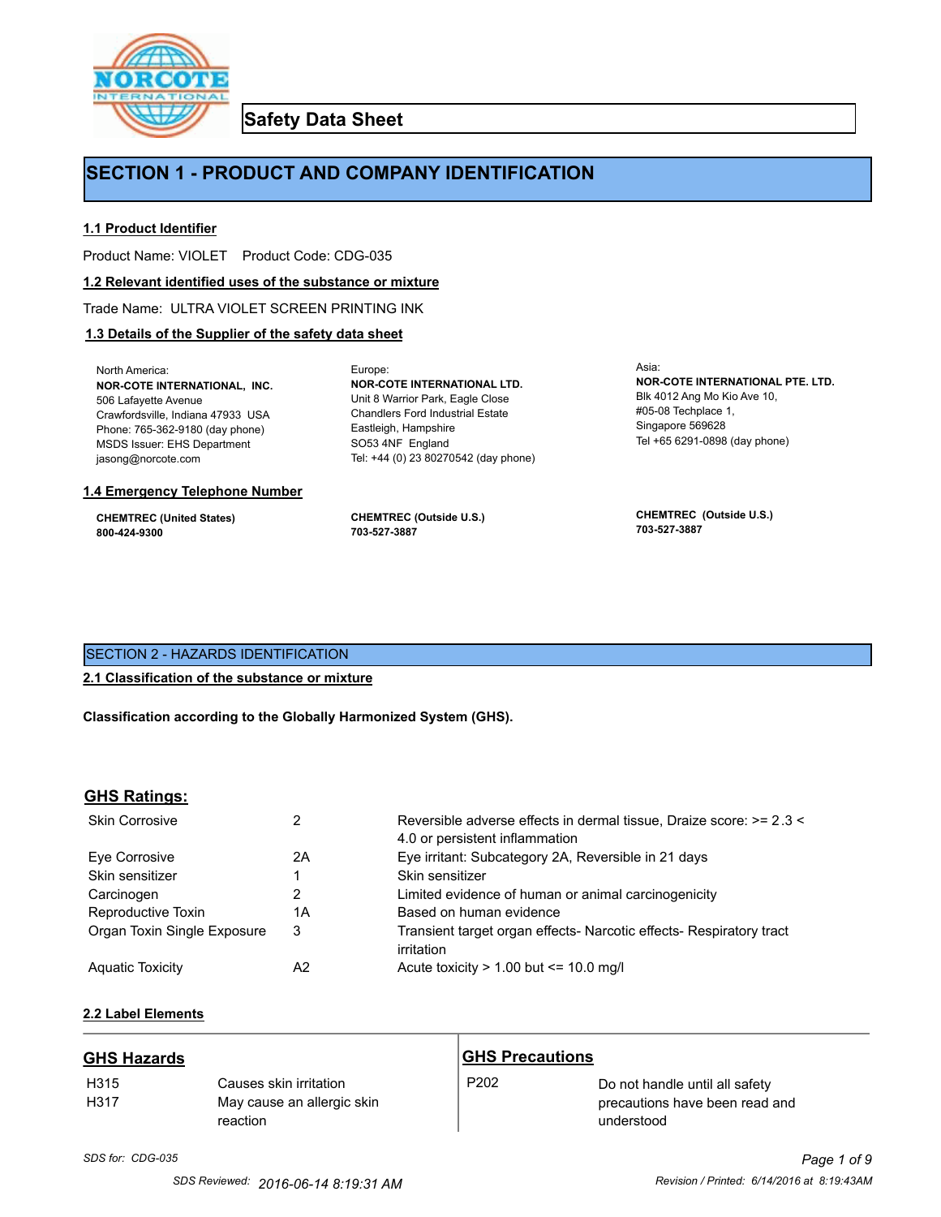# Safety Data Sheet

## SECTION 1 - PRODUCT AND COMPANY IDENTIFICATION

### 1.1 Product Identifier

Product Name: VIOLET    Product Code: CDG-035

### 1.2 Relevant identified uses of the substance or mixture

Trade Name:  ULTRA VIOLET SCREEN PRINTING INK

### 1.3 Details of the Supplier of the safety data sheet

North America:
**NOR-COTE INTERNATIONAL, INC.**
506 Lafayette Avenue
Crawfordsville, Indiana 47933  USA
Phone: 765-362-9180 (day phone)
MSDS Issuer: EHS Department
jasong@norcote.com

Europe:
**NOR-COTE INTERNATIONAL LTD.**
Unit 8 Warrior Park, Eagle Close
Chandlers Ford Industrial Estate
Eastleigh, Hampshire
SO53 4NF  England
Tel: +44 (0) 23 80270542 (day phone)

Asia:
**NOR-COTE INTERNATIONAL PTE. LTD.**
Blk 4012 Ang Mo Kio Ave 10,
#05-08 Techplace 1,
Singapore 569628
Tel +65 6291-0898 (day phone)

### 1.4 Emergency Telephone Number

**CHEMTREC (United States)**
**800-424-9300**

**CHEMTREC (Outside U.S.)**
**703-527-3887**

**CHEMTREC  (Outside U.S.)**
**703-527-3887**

## SECTION 2 - HAZARDS IDENTIFICATION

### 2.1 Classification of the substance or mixture

**Classification according to the Globally Harmonized System (GHS).**

### GHS Ratings:

| | | |
|---|---|---|
| Skin Corrosive | 2 | Reversible adverse effects in dermal tissue, Draize score: >= 2.3 < 4.0 or persistent inflammation |
| Eye Corrosive | 2A | Eye irritant: Subcategory 2A, Reversible in 21 days |
| Skin sensitizer | 1 | Skin sensitizer |
| Carcinogen | 2 | Limited evidence of human or animal carcinogenicity |
| Reproductive Toxin | 1A | Based on human evidence |
| Organ Toxin Single Exposure | 3 | Transient target organ effects- Narcotic effects- Respiratory tract irritation |
| Aquatic Toxicity | A2 | Acute toxicity > 1.00 but <= 10.0 mg/l |

### 2.2 Label Elements

**GHS Hazards**

| | |
|---|---|
| H315 | Causes skin irritation |
| H317 | May cause an allergic skin reaction |

**GHS Precautions**

| | |
|---|---|
| P202 | Do not handle until all safety precautions have been read and understood |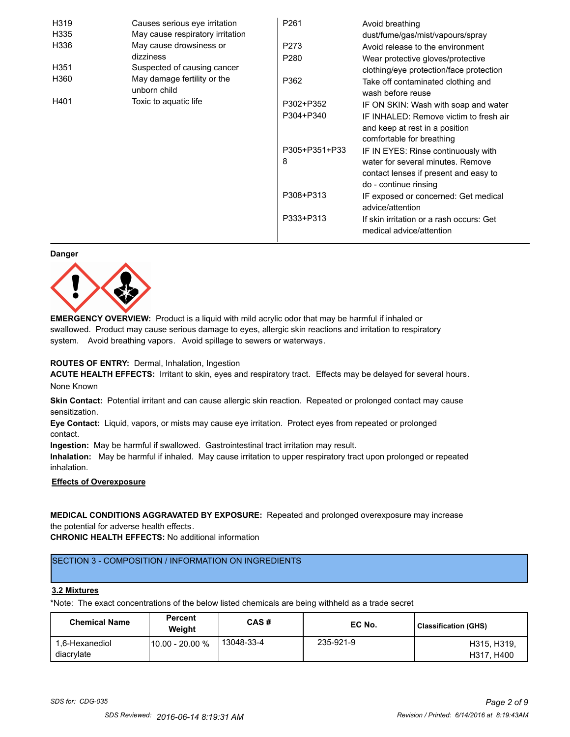| | | | |
|---|---|---|---|
| H319 | Causes serious eye irritation | P261 | Avoid breathing dust/fume/gas/mist/vapours/spray |
| H335 | May cause respiratory irritation | P273 | Avoid release to the environment |
| H336 | May cause drowsiness or dizziness | P280 | Wear protective gloves/protective clothing/eye protection/face protection |
| H351 | Suspected of causing cancer | P362 | Take off contaminated clothing and wash before reuse |
| H360 | May damage fertility or the unborn child | P302+P352 | IF ON SKIN: Wash with soap and water |
| H401 | Toxic to aquatic life | P304+P340 | IF INHALED: Remove victim to fresh air and keep at rest in a position comfortable for breathing |
| | | P305+P351+P338 | IF IN EYES: Rinse continuously with water for several minutes. Remove contact lenses if present and easy to do - continue rinsing |
| | | P308+P313 | IF exposed or concerned: Get medical advice/attention |
| | | P333+P313 | If skin irritation or a rash occurs: Get medical advice/attention |

**Danger**

**EMERGENCY OVERVIEW:** Product is a liquid with mild acrylic odor that may be harmful if inhaled or swallowed. Product may cause serious damage to eyes, allergic skin reactions and irritation to respiratory system. Avoid breathing vapors. Avoid spillage to sewers or waterways.

**ROUTES OF ENTRY:** Dermal, Inhalation, Ingestion

**ACUTE HEALTH EFFECTS:** Irritant to skin, eyes and respiratory tract. Effects may be delayed for several hours.

None Known

**Skin Contact:** Potential irritant and can cause allergic skin reaction. Repeated or prolonged contact may cause sensitization.

**Eye Contact:** Liquid, vapors, or mists may cause eye irritation. Protect eyes from repeated or prolonged contact.

**Ingestion:** May be harmful if swallowed. Gastrointestinal tract irritation may result.

**Inhalation:** May be harmful if inhaled. May cause irritation to upper respiratory tract upon prolonged or repeated inhalation.

**Effects of Overexposure**

**MEDICAL CONDITIONS AGGRAVATED BY EXPOSURE:** Repeated and prolonged overexposure may increase the potential for adverse health effects.

**CHRONIC HEALTH EFFECTS:** No additional information

## SECTION 3 - COMPOSITION / INFORMATION ON INGREDIENTS

### 3.2 Mixtures

*Note: The exact concentrations of the below listed chemicals are being withheld as a trade secret

| Chemical Name | Percent Weight | CAS # | EC No. | Classification (GHS) |
|---|---|---|---|---|
| 1,6-Hexanediol diacrylate | 10.00 - 20.00 % | 13048-33-4 | 235-921-9 | H315, H319, H317, H400 |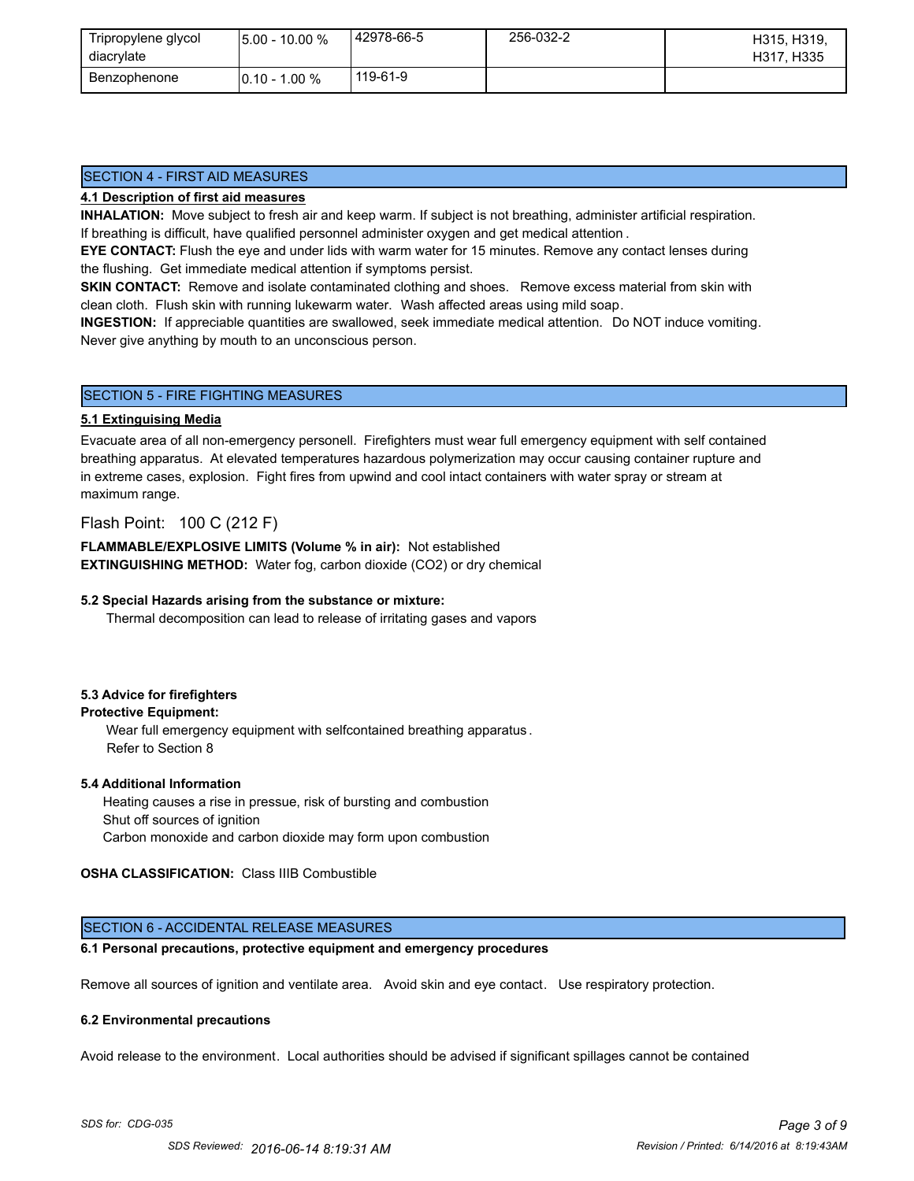| | | | | |
|---|---|---|---|---|
| Tripropylene glycol diacrylate | 5.00 - 10.00 % | 42978-66-5 | 256-032-2 | H315, H319, H317, H335 |
| Benzophenone | 0.10 - 1.00 % | 119-61-9 | | |

## SECTION 4 - FIRST AID MEASURES

**4.1 Description of first aid measures**

**INHALATION:** Move subject to fresh air and keep warm. If subject is not breathing, administer artificial respiration. If breathing is difficult, have qualified personnel administer oxygen and get medical attention.

**EYE CONTACT:** Flush the eye and under lids with warm water for 15 minutes. Remove any contact lenses during the flushing. Get immediate medical attention if symptoms persist.

**SKIN CONTACT:** Remove and isolate contaminated clothing and shoes. Remove excess material from skin with clean cloth. Flush skin with running lukewarm water. Wash affected areas using mild soap.

**INGESTION:** If appreciable quantities are swallowed, seek immediate medical attention. Do NOT induce vomiting. Never give anything by mouth to an unconscious person.

## SECTION 5 - FIRE FIGHTING MEASURES

**5.1 Extinguising Media**

Evacuate area of all non-emergency personell. Firefighters must wear full emergency equipment with self contained breathing apparatus. At elevated temperatures hazardous polymerization may occur causing container rupture and in extreme cases, explosion. Fight fires from upwind and cool intact containers with water spray or stream at maximum range.

Flash Point: 100 C (212 F)

**FLAMMABLE/EXPLOSIVE LIMITS (Volume % in air):** Not established
**EXTINGUISHING METHOD:** Water fog, carbon dioxide ($CO_2$) or dry chemical

**5.2 Special Hazards arising from the substance or mixture:**

Thermal decomposition can lead to release of irritating gases and vapors

**5.3 Advice for firefighters**

**Protective Equipment:**

Wear full emergency equipment with selfcontained breathing apparatus.
Refer to Section 8

**5.4 Additional Information**

Heating causes a rise in pressue, risk of bursting and combustion
Shut off sources of ignition
Carbon monoxide and carbon dioxide may form upon combustion

**OSHA CLASSIFICATION:** Class IIIB Combustible

## SECTION 6 - ACCIDENTAL RELEASE MEASURES

**6.1 Personal precautions, protective equipment and emergency procedures**

Remove all sources of ignition and ventilate area. Avoid skin and eye contact. Use respiratory protection.

**6.2 Environmental precautions**

Avoid release to the environment. Local authorities should be advised if significant spillages cannot be contained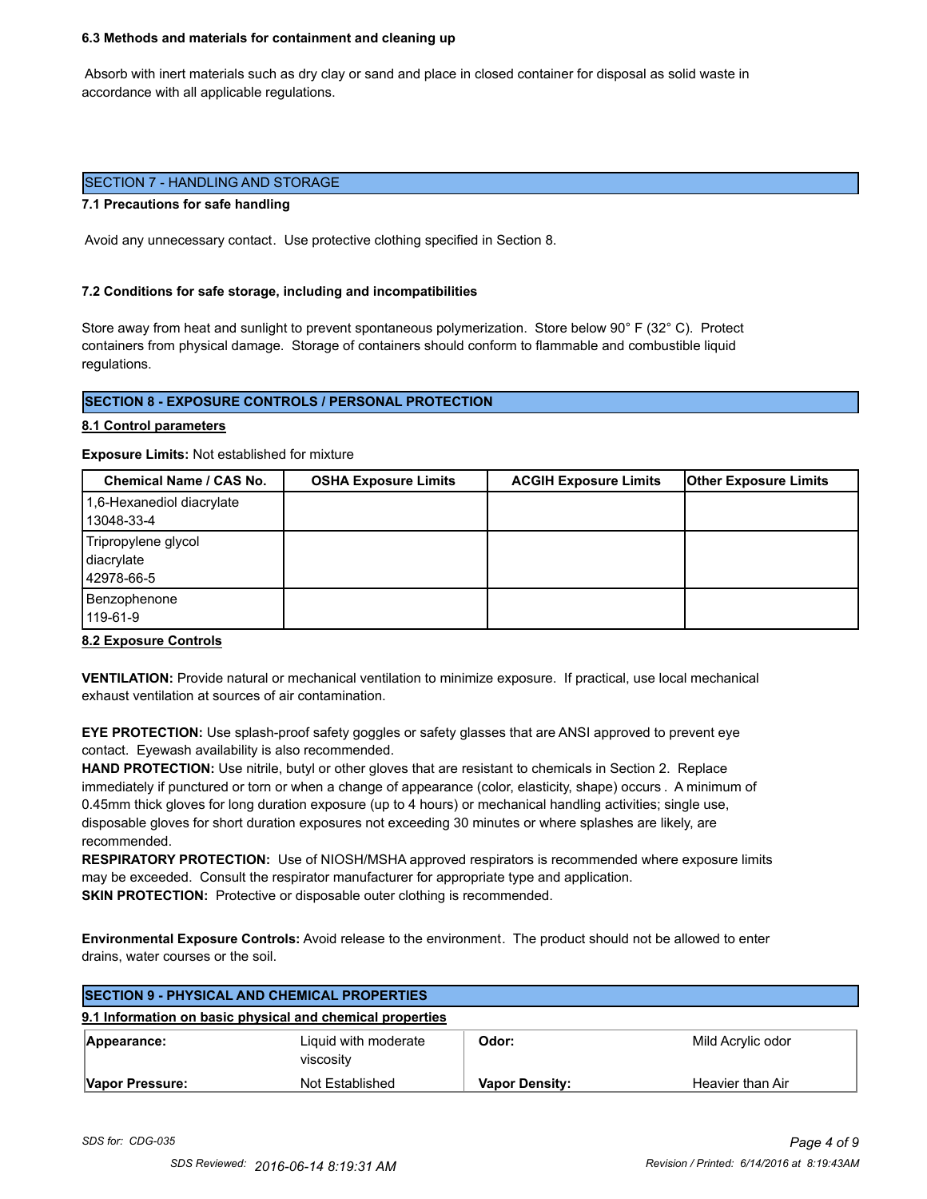**6.3 Methods and materials for containment and cleaning up**

Absorb with inert materials such as dry clay or sand and place in closed container for disposal as solid waste in accordance with all applicable regulations.

## SECTION 7 - HANDLING AND STORAGE

**7.1 Precautions for safe handling**

Avoid any unnecessary contact. Use protective clothing specified in Section 8.

**7.2 Conditions for safe storage, including and incompatibilities**

Store away from heat and sunlight to prevent spontaneous polymerization. Store below 90° F (32° C). Protect containers from physical damage. Storage of containers should conform to flammable and combustible liquid regulations.

## SECTION 8 - EXPOSURE CONTROLS / PERSONAL PROTECTION

**8.1 Control parameters**

**Exposure Limits:** Not established for mixture

| Chemical Name / CAS No. | OSHA Exposure Limits | ACGIH Exposure Limits | Other Exposure Limits |
|---|---|---|---|
| 1,6-Hexanediol diacrylate 13048-33-4 | | | |
| Tripropylene glycol diacrylate 42978-66-5 | | | |
| Benzophenone 119-61-9 | | | |

**8.2 Exposure Controls**

**VENTILATION:** Provide natural or mechanical ventilation to minimize exposure. If practical, use local mechanical exhaust ventilation at sources of air contamination.

**EYE PROTECTION:** Use splash-proof safety goggles or safety glasses that are ANSI approved to prevent eye contact. Eyewash availability is also recommended.

**HAND PROTECTION:** Use nitrile, butyl or other gloves that are resistant to chemicals in Section 2. Replace immediately if punctured or torn or when a change of appearance (color, elasticity, shape) occurs . A minimum of 0.45mm thick gloves for long duration exposure (up to 4 hours) or mechanical handling activities; single use, disposable gloves for short duration exposures not exceeding 30 minutes or where splashes are likely, are recommended.

**RESPIRATORY PROTECTION:** Use of NIOSH/MSHA approved respirators is recommended where exposure limits may be exceeded. Consult the respirator manufacturer for appropriate type and application.

**SKIN PROTECTION:** Protective or disposable outer clothing is recommended.

**Environmental Exposure Controls:** Avoid release to the environment. The product should not be allowed to enter drains, water courses or the soil.

## SECTION 9 - PHYSICAL AND CHEMICAL PROPERTIES

**9.1 Information on basic physical and chemical properties**

| | | | |
|---|---|---|---|
| **Appearance:** | Liquid with moderate viscosity | **Odor:** | Mild Acrylic odor |
| **Vapor Pressure:** | Not Established | **Vapor Density:** | Heavier than Air |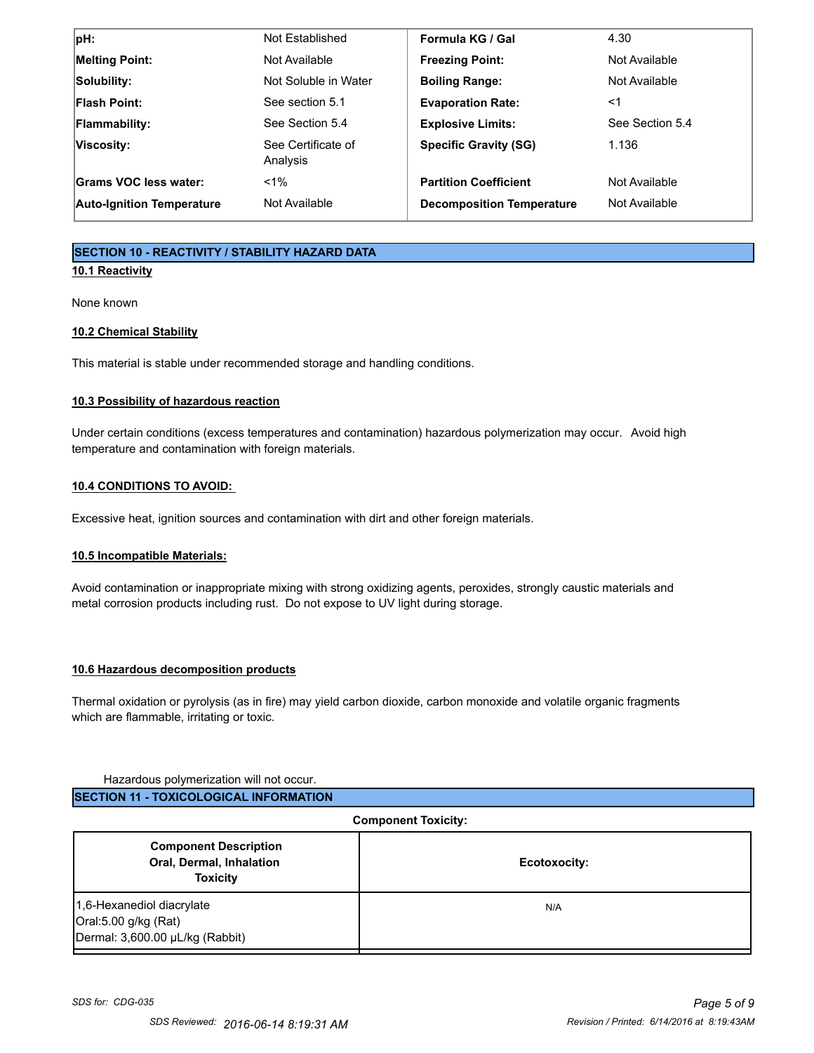| | | | |
|---|---|---|---|
| **pH:** | Not Established | **Formula KG / Gal** | 4.30 |
| **Melting Point:** | Not Available | **Freezing Point:** | Not Available |
| **Solubility:** | Not Soluble in Water | **Boiling Range:** | Not Available |
| **Flash Point:** | See section 5.1 | **Evaporation Rate:** | <1 |
| **Flammability:** | See Section 5.4 | **Explosive Limits:** | See Section 5.4 |
| **Viscosity:** | See Certificate of Analysis | **Specific Gravity (SG)** | 1.136 |
| **Grams VOC less water:** | <1% | **Partition Coefficient** | Not Available |
| **Auto-Ignition Temperature** | Not Available | **Decomposition Temperature** | Not Available |

## SECTION 10 - REACTIVITY / STABILITY HAZARD DATA

### 10.1 Reactivity

None known

### 10.2 Chemical Stability

This material is stable under recommended storage and handling conditions.

### 10.3 Possibility of hazardous reaction

Under certain conditions (excess temperatures and contamination) hazardous polymerization may occur. Avoid high temperature and contamination with foreign materials.

### 10.4 CONDITIONS TO AVOID:

Excessive heat, ignition sources and contamination with dirt and other foreign materials.

### 10.5 Incompatible Materials:

Avoid contamination or inappropriate mixing with strong oxidizing agents, peroxides, strongly caustic materials and metal corrosion products including rust. Do not expose to UV light during storage.

### 10.6 Hazardous decomposition products

Thermal oxidation or pyrolysis (as in fire) may yield carbon dioxide, carbon monoxide and volatile organic fragments which are flammable, irritating or toxic.

Hazardous polymerization will not occur.

## SECTION 11 - TOXICOLOGICAL INFORMATION

**Component Toxicity:**

| Component Description Oral, Dermal, Inhalation Toxicity | Ecotoxocity: |
|---|---|
| 1,6-Hexanediol diacrylate<br>Oral:5.00 g/kg (Rat)<br>Dermal: 3,600.00 µL/kg (Rabbit) | N/A |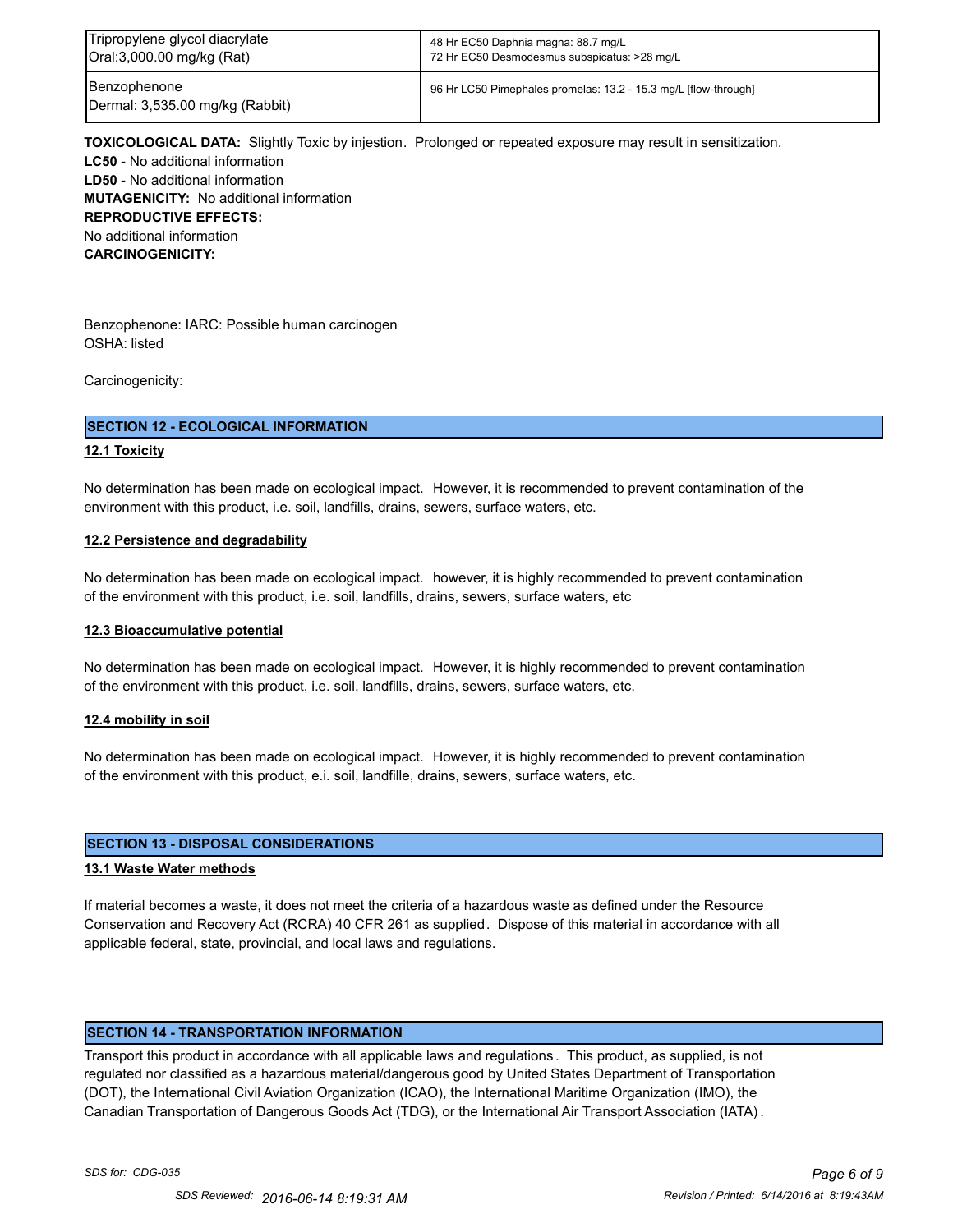| | |
|---|---|
| Tripropylene glycol diacrylate<br>Oral:3,000.00 mg/kg (Rat) | 48 Hr EC50 Daphnia magna: 88.7 mg/L<br>72 Hr EC50 Desmodesmus subspicatus: >28 mg/L |
| Benzophenone<br>Dermal: 3,535.00 mg/kg (Rabbit) | 96 Hr LC50 Pimephales promelas: 13.2 - 15.3 mg/L [flow-through] |

**TOXICOLOGICAL DATA:** Slightly Toxic by injestion. Prolonged or repeated exposure may result in sensitization.
**LC50** - No additional information
**LD50** - No additional information
**MUTAGENICITY:** No additional information
**REPRODUCTIVE EFFECTS:**
No additional information
**CARCINOGENICITY:**

Benzophenone: IARC: Possible human carcinogen
OSHA: listed

Carcinogenicity:

## SECTION 12 - ECOLOGICAL INFORMATION

### 12.1 Toxicity

No determination has been made on ecological impact. However, it is recommended to prevent contamination of the environment with this product, i.e. soil, landfills, drains, sewers, surface waters, etc.

### 12.2 Persistence and degradability

No determination has been made on ecological impact. however, it is highly recommended to prevent contamination of the environment with this product, i.e. soil, landfills, drains, sewers, surface waters, etc

### 12.3 Bioaccumulative potential

No determination has been made on ecological impact. However, it is highly recommended to prevent contamination of the environment with this product, i.e. soil, landfills, drains, sewers, surface waters, etc.

### 12.4 mobility in soil

No determination has been made on ecological impact. However, it is highly recommended to prevent contamination of the environment with this product, e.i. soil, landfille, drains, sewers, surface waters, etc.

## SECTION 13 - DISPOSAL CONSIDERATIONS

### 13.1 Waste Water methods

If material becomes a waste, it does not meet the criteria of a hazardous waste as defined under the Resource Conservation and Recovery Act (RCRA) 40 CFR 261 as supplied. Dispose of this material in accordance with all applicable federal, state, provincial, and local laws and regulations.

## SECTION 14 - TRANSPORTATION INFORMATION

Transport this product in accordance with all applicable laws and regulations. This product, as supplied, is not regulated nor classified as a hazardous material/dangerous good by United States Department of Transportation (DOT), the International Civil Aviation Organization (ICAO), the International Maritime Organization (IMO), the Canadian Transportation of Dangerous Goods Act (TDG), or the International Air Transport Association (IATA).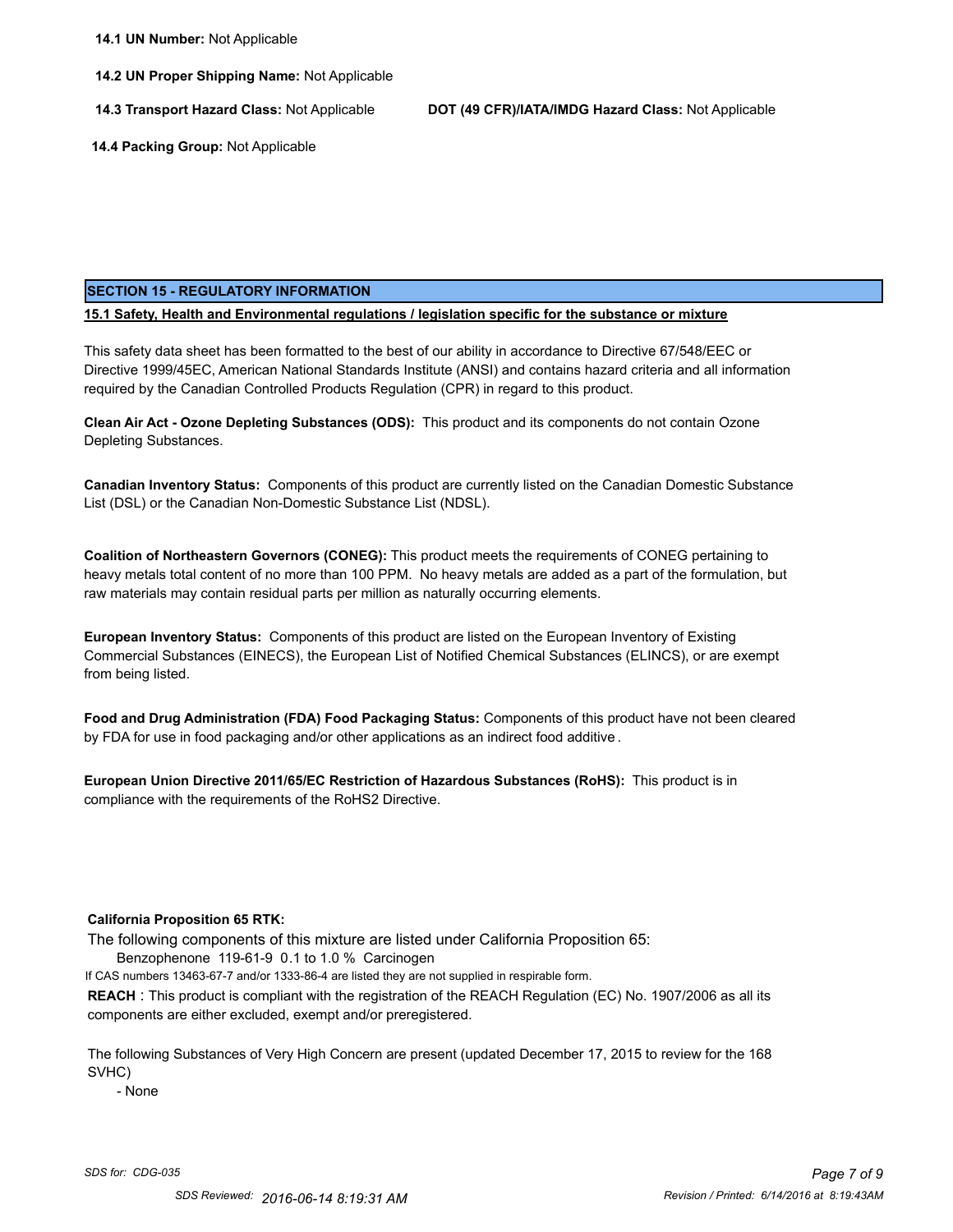**14.1 UN Number:** Not Applicable

**14.2 UN Proper Shipping Name:** Not Applicable

**14.3 Transport Hazard Class:** Not Applicable

**DOT (49 CFR)/IATA/IMDG Hazard Class:** Not Applicable

**14.4 Packing Group:** Not Applicable

## SECTION 15 - REGULATORY INFORMATION

**15.1 Safety, Health and Environmental regulations / legislation specific for the substance or mixture**

This safety data sheet has been formatted to the best of our ability in accordance to Directive 67/548/EEC or Directive 1999/45EC, American National Standards Institute (ANSI) and contains hazard criteria and all information required by the Canadian Controlled Products Regulation (CPR) in regard to this product.

**Clean Air Act - Ozone Depleting Substances (ODS):** This product and its components do not contain Ozone Depleting Substances.

**Canadian Inventory Status:** Components of this product are currently listed on the Canadian Domestic Substance List (DSL) or the Canadian Non-Domestic Substance List (NDSL).

**Coalition of Northeastern Governors (CONEG):** This product meets the requirements of CONEG pertaining to heavy metals total content of no more than 100 PPM. No heavy metals are added as a part of the formulation, but raw materials may contain residual parts per million as naturally occurring elements.

**European Inventory Status:** Components of this product are listed on the European Inventory of Existing Commercial Substances (EINECS), the European List of Notified Chemical Substances (ELINCS), or are exempt from being listed.

**Food and Drug Administration (FDA) Food Packaging Status:** Components of this product have not been cleared by FDA for use in food packaging and/or other applications as an indirect food additive.

**European Union Directive 2011/65/EC Restriction of Hazardous Substances (RoHS):** This product is in compliance with the requirements of the RoHS2 Directive.

**California Proposition 65 RTK:**

The following components of this mixture are listed under California Proposition 65:

Benzophenone 119-61-9 0.1 to 1.0 % Carcinogen

If CAS numbers 13463-67-7 and/or 1333-86-4 are listed they are not supplied in respirable form.

**REACH** : This product is compliant with the registration of the REACH Regulation (EC) No. 1907/2006 as all its components are either excluded, exempt and/or preregistered.

The following Substances of Very High Concern are present (updated December 17, 2015 to review for the 168 SVHC)

- None

*SDS for: CDG-035*

*SDS Reviewed: 2016-06-14 8:19:31 AM*

*Revision / Printed: 6/14/2016 at 8:19:43AM*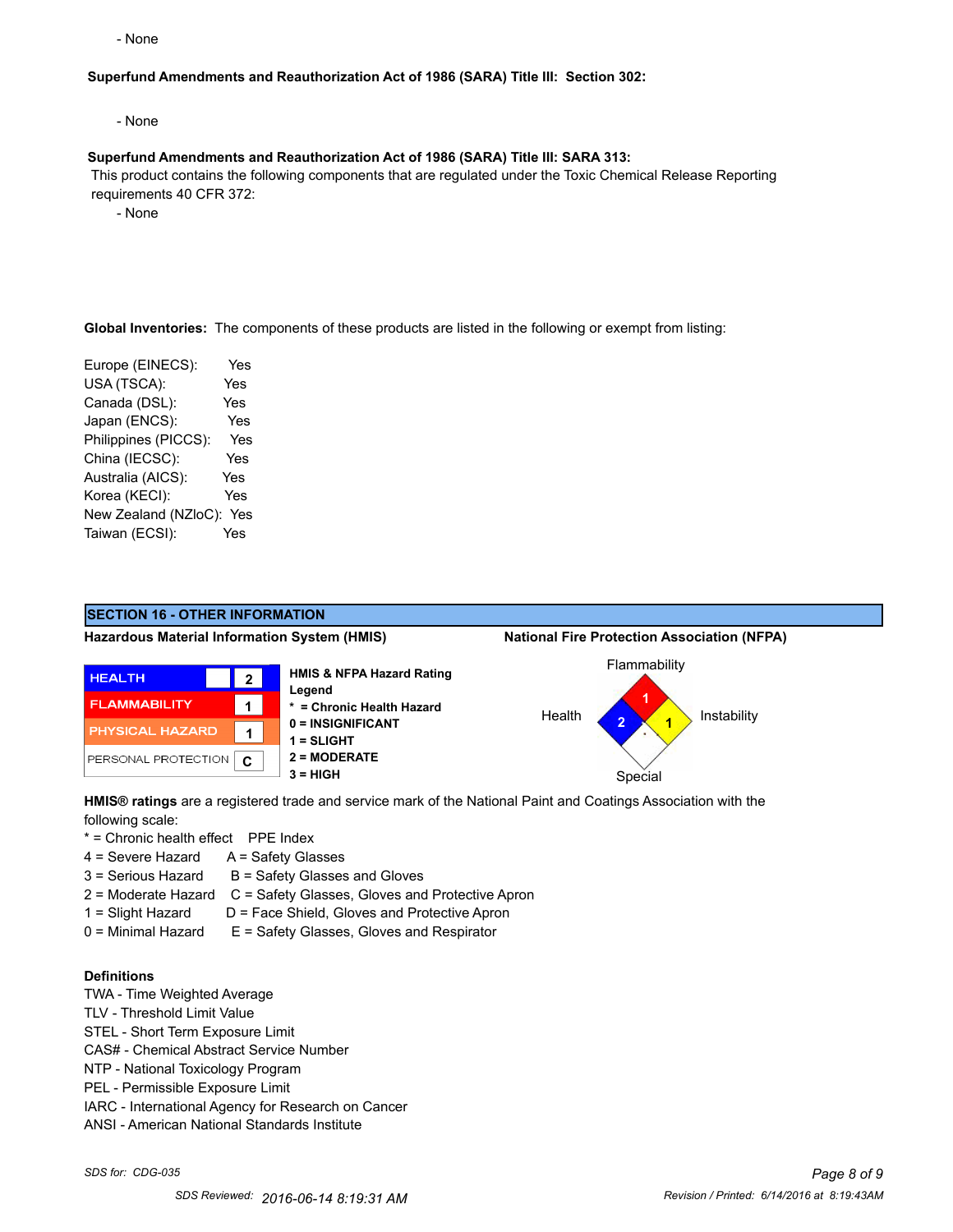- None

**Superfund Amendments and Reauthorization Act of 1986 (SARA) Title III: Section 302:**

- None

**Superfund Amendments and Reauthorization Act of 1986 (SARA) Title III: SARA 313:**

This product contains the following components that are regulated under the Toxic Chemical Release Reporting requirements 40 CFR 372:

- None

**Global Inventories:** The components of these products are listed in the following or exempt from listing:

| | |
|---|---|
| Europe (EINECS): | Yes |
| USA (TSCA): | Yes |
| Canada (DSL): | Yes |
| Japan (ENCS): | Yes |
| Philippines (PICCS): | Yes |
| China (IECSC): | Yes |
| Australia (AICS): | Yes |
| Korea (KECI): | Yes |
| New Zealand (NZIoC): | Yes |
| Taiwan (ECSI): | Yes |

## SECTION 16 - OTHER INFORMATION

**Hazardous Material Information System (HMIS)**

| | |
|---|---|
| HEALTH | 2 |
| FLAMMABILITY | 1 |
| PHYSICAL HAZARD | 1 |
| PERSONAL PROTECTION | C |

**HMIS & NFPA Hazard Rating Legend**

- **\* = Chronic Health Hazard**
- **0 = INSIGNIFICANT**
- **1 = SLIGHT**
- **2 = MODERATE**
- **3 = HIGH**

**National Fire Protection Association (NFPA)**

Flammability: 1
Health: 2
Instability: 1
Special

**HMIS® ratings** are a registered trade and service mark of the National Paint and Coatings Association with the following scale:

| | |
|---|---|
| * = Chronic health effect | PPE Index |
| 4 = Severe Hazard | A = Safety Glasses |
| 3 = Serious Hazard | B = Safety Glasses and Gloves |
| 2 = Moderate Hazard | C = Safety Glasses, Gloves and Protective Apron |
| 1 = Slight Hazard | D = Face Shield, Gloves and Protective Apron |
| 0 = Minimal Hazard | E = Safety Glasses, Gloves and Respirator |

**Definitions**

TWA - Time Weighted Average
TLV - Threshold Limit Value
STEL - Short Term Exposure Limit
CAS# - Chemical Abstract Service Number
NTP - National Toxicology Program
PEL - Permissible Exposure Limit
IARC - International Agency for Research on Cancer
ANSI - American National Standards Institute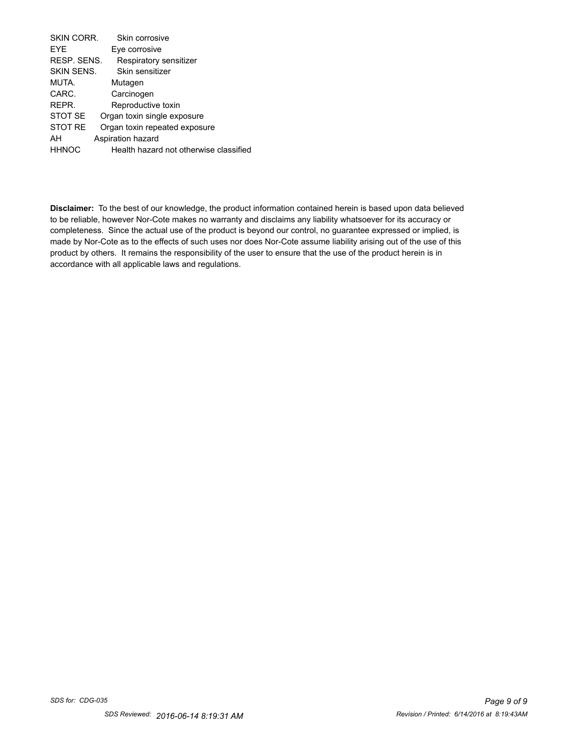| | |
|---|---|
| SKIN CORR. | Skin corrosive |
| EYE | Eye corrosive |
| RESP. SENS. | Respiratory sensitizer |
| SKIN SENS. | Skin sensitizer |
| MUTA. | Mutagen |
| CARC. | Carcinogen |
| REPR. | Reproductive toxin |
| STOT SE | Organ toxin single exposure |
| STOT RE | Organ toxin repeated exposure |
| AH | Aspiration hazard |
| HHNOC | Health hazard not otherwise classified |

**Disclaimer:** To the best of our knowledge, the product information contained herein is based upon data believed to be reliable, however Nor-Cote makes no warranty and disclaims any liability whatsoever for its accuracy or completeness. Since the actual use of the product is beyond our control, no guarantee expressed or implied, is made by Nor-Cote as to the effects of such uses nor does Nor-Cote assume liability arising out of the use of this product by others. It remains the responsibility of the user to ensure that the use of the product herein is in accordance with all applicable laws and regulations.